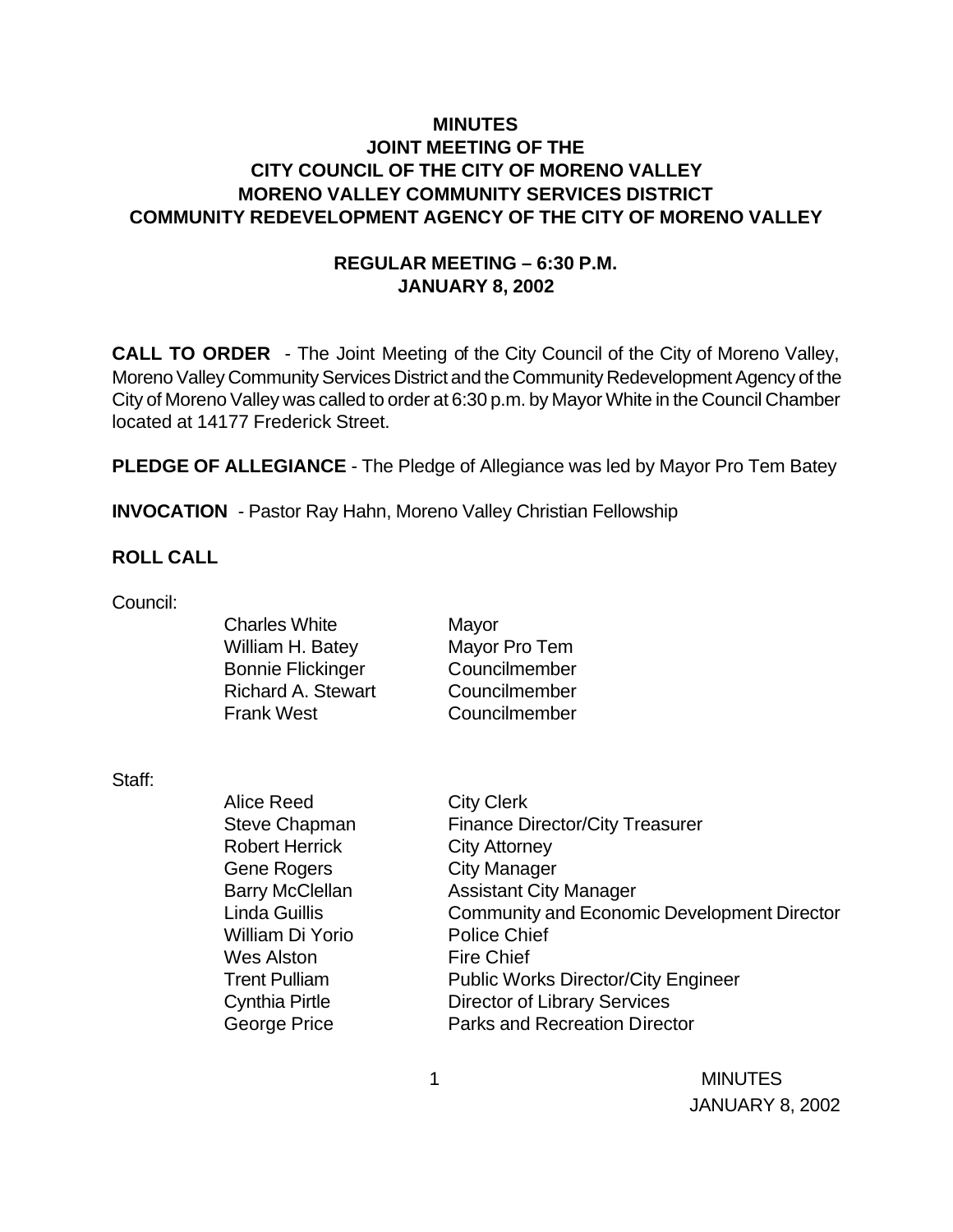# MINUTES
## JOINT MEETING OF THE CITY COUNCIL OF THE CITY OF MORENO VALLEY MORENO VALLEY COMMUNITY SERVICES DISTRICT COMMUNITY REDEVELOPMENT AGENCY OF THE CITY OF MORENO VALLEY

### REGULAR MEETING – 6:30 P.M.
### JANUARY 8, 2002

**CALL TO ORDER** - The Joint Meeting of the City Council of the City of Moreno Valley, Moreno Valley Community Services District and the Community Redevelopment Agency of the City of Moreno Valley was called to order at 6:30 p.m. by Mayor White in the Council Chamber located at 14177 Frederick Street.

**PLEDGE OF ALLEGIANCE** - The Pledge of Allegiance was led by Mayor Pro Tem Batey

**INVOCATION** - Pastor Ray Hahn, Moreno Valley Christian Fellowship

**ROLL CALL**

Council:

| | |
|---|---|
| Charles White | Mayor |
| William H. Batey | Mayor Pro Tem |
| Bonnie Flickinger | Councilmember |
| Richard A. Stewart | Councilmember |
| Frank West | Councilmember |

Staff:

| | |
|---|---|
| Alice Reed | City Clerk |
| Steve Chapman | Finance Director/City Treasurer |
| Robert Herrick | City Attorney |
| Gene Rogers | City Manager |
| Barry McClellan | Assistant City Manager |
| Linda Guillis | Community and Economic Development Director |
| William Di Yorio | Police Chief |
| Wes Alston | Fire Chief |
| Trent Pulliam | Public Works Director/City Engineer |
| Cynthia Pirtle | Director of Library Services |
| George Price | Parks and Recreation Director |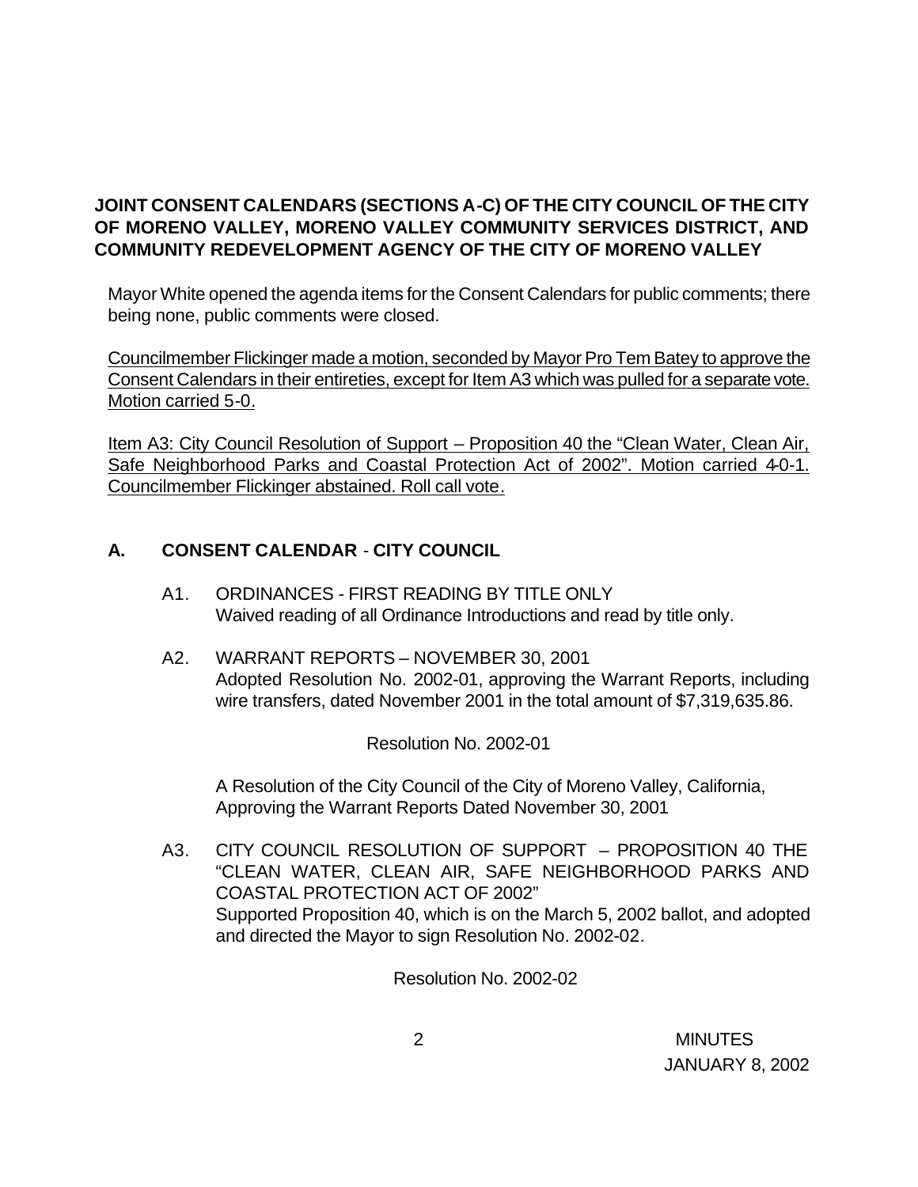**JOINT CONSENT CALENDARS (SECTIONS A-C) OF THE CITY COUNCIL OF THE CITY OF MORENO VALLEY, MORENO VALLEY COMMUNITY SERVICES DISTRICT, AND COMMUNITY REDEVELOPMENT AGENCY OF THE CITY OF MORENO VALLEY**

Mayor White opened the agenda items for the Consent Calendars for public comments; there being none, public comments were closed.

Councilmember Flickinger made a motion, seconded by Mayor Pro Tem Batey to approve the Consent Calendars in their entireties, except for Item A3 which was pulled for a separate vote. Motion carried 5-0.

Item A3: City Council Resolution of Support – Proposition 40 the "Clean Water, Clean Air, Safe Neighborhood Parks and Coastal Protection Act of 2002". Motion carried 4-0-1. Councilmember Flickinger abstained. Roll call vote.

## A. CONSENT CALENDAR - CITY COUNCIL

A1. ORDINANCES - FIRST READING BY TITLE ONLY
Waived reading of all Ordinance Introductions and read by title only.

A2. WARRANT REPORTS – NOVEMBER 30, 2001
Adopted Resolution No. 2002-01, approving the Warrant Reports, including wire transfers, dated November 2001 in the total amount of $7,319,635.86.

Resolution No. 2002-01

A Resolution of the City Council of the City of Moreno Valley, California, Approving the Warrant Reports Dated November 30, 2001

A3. CITY COUNCIL RESOLUTION OF SUPPORT – PROPOSITION 40 THE "CLEAN WATER, CLEAN AIR, SAFE NEIGHBORHOOD PARKS AND COASTAL PROTECTION ACT OF 2002"
Supported Proposition 40, which is on the March 5, 2002 ballot, and adopted and directed the Mayor to sign Resolution No. 2002-02.

Resolution No. 2002-02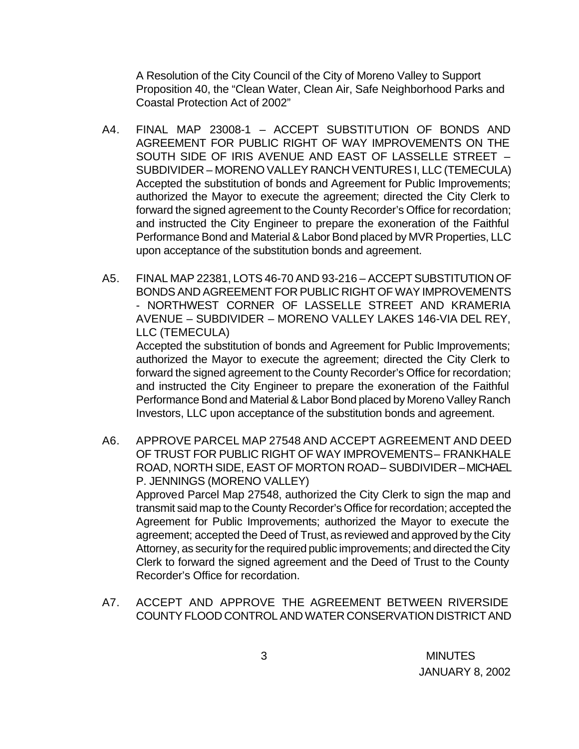A Resolution of the City Council of the City of Moreno Valley to Support Proposition 40, the "Clean Water, Clean Air, Safe Neighborhood Parks and Coastal Protection Act of 2002"

A4. FINAL MAP 23008-1 – ACCEPT SUBSTITUTION OF BONDS AND AGREEMENT FOR PUBLIC RIGHT OF WAY IMPROVEMENTS ON THE SOUTH SIDE OF IRIS AVENUE AND EAST OF LASSELLE STREET – SUBDIVIDER – MORENO VALLEY RANCH VENTURES I, LLC (TEMECULA)
Accepted the substitution of bonds and Agreement for Public Improvements; authorized the Mayor to execute the agreement; directed the City Clerk to forward the signed agreement to the County Recorder's Office for recordation; and instructed the City Engineer to prepare the exoneration of the Faithful Performance Bond and Material & Labor Bond placed by MVR Properties, LLC upon acceptance of the substitution bonds and agreement.

A5. FINAL MAP 22381, LOTS 46-70 AND 93-216 – ACCEPT SUBSTITUTION OF BONDS AND AGREEMENT FOR PUBLIC RIGHT OF WAY IMPROVEMENTS - NORTHWEST CORNER OF LASSELLE STREET AND KRAMERIA AVENUE – SUBDIVIDER – MORENO VALLEY LAKES 146-VIA DEL REY, LLC (TEMECULA)
Accepted the substitution of bonds and Agreement for Public Improvements; authorized the Mayor to execute the agreement; directed the City Clerk to forward the signed agreement to the County Recorder's Office for recordation; and instructed the City Engineer to prepare the exoneration of the Faithful Performance Bond and Material & Labor Bond placed by Moreno Valley Ranch Investors, LLC upon acceptance of the substitution bonds and agreement.

A6. APPROVE PARCEL MAP 27548 AND ACCEPT AGREEMENT AND DEED OF TRUST FOR PUBLIC RIGHT OF WAY IMPROVEMENTS– FRANKHALE ROAD, NORTH SIDE, EAST OF MORTON ROAD– SUBDIVIDER – MICHAEL P. JENNINGS (MORENO VALLEY)
Approved Parcel Map 27548, authorized the City Clerk to sign the map and transmit said map to the County Recorder's Office for recordation; accepted the Agreement for Public Improvements; authorized the Mayor to execute the agreement; accepted the Deed of Trust, as reviewed and approved by the City Attorney, as security for the required public improvements; and directed the City Clerk to forward the signed agreement and the Deed of Trust to the County Recorder's Office for recordation.

A7. ACCEPT AND APPROVE THE AGREEMENT BETWEEN RIVERSIDE COUNTY FLOOD CONTROL AND WATER CONSERVATION DISTRICT AND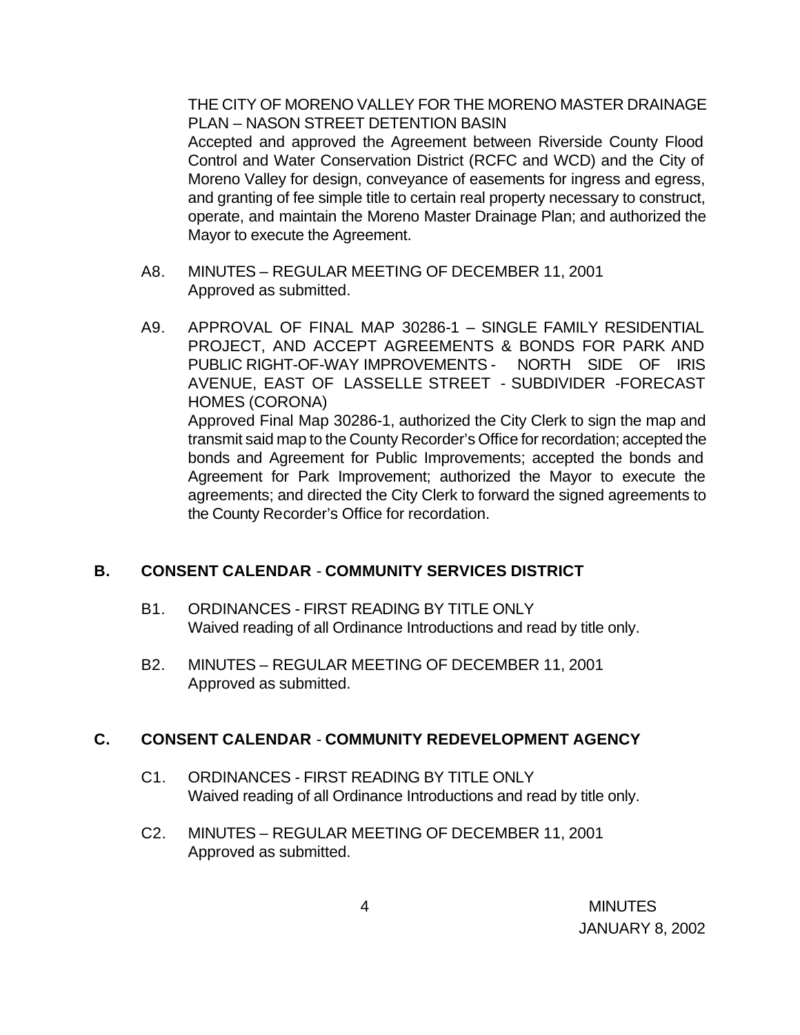THE CITY OF MORENO VALLEY FOR THE MORENO MASTER DRAINAGE PLAN – NASON STREET DETENTION BASIN
Accepted and approved the Agreement between Riverside County Flood Control and Water Conservation District (RCFC and WCD) and the City of Moreno Valley for design, conveyance of easements for ingress and egress, and granting of fee simple title to certain real property necessary to construct, operate, and maintain the Moreno Master Drainage Plan; and authorized the Mayor to execute the Agreement.

A8. MINUTES – REGULAR MEETING OF DECEMBER 11, 2001
Approved as submitted.

A9. APPROVAL OF FINAL MAP 30286-1 – SINGLE FAMILY RESIDENTIAL PROJECT, AND ACCEPT AGREEMENTS & BONDS FOR PARK AND PUBLIC RIGHT-OF-WAY IMPROVEMENTS - NORTH SIDE OF IRIS AVENUE, EAST OF LASSELLE STREET - SUBDIVIDER -FORECAST HOMES (CORONA)
Approved Final Map 30286-1, authorized the City Clerk to sign the map and transmit said map to the County Recorder's Office for recordation; accepted the bonds and Agreement for Public Improvements; accepted the bonds and Agreement for Park Improvement; authorized the Mayor to execute the agreements; and directed the City Clerk to forward the signed agreements to the County Recorder's Office for recordation.

## B. CONSENT CALENDAR - COMMUNITY SERVICES DISTRICT

B1. ORDINANCES - FIRST READING BY TITLE ONLY
Waived reading of all Ordinance Introductions and read by title only.

B2. MINUTES – REGULAR MEETING OF DECEMBER 11, 2001
Approved as submitted.

## C. CONSENT CALENDAR - COMMUNITY REDEVELOPMENT AGENCY

C1. ORDINANCES - FIRST READING BY TITLE ONLY
Waived reading of all Ordinance Introductions and read by title only.

C2. MINUTES – REGULAR MEETING OF DECEMBER 11, 2001
Approved as submitted.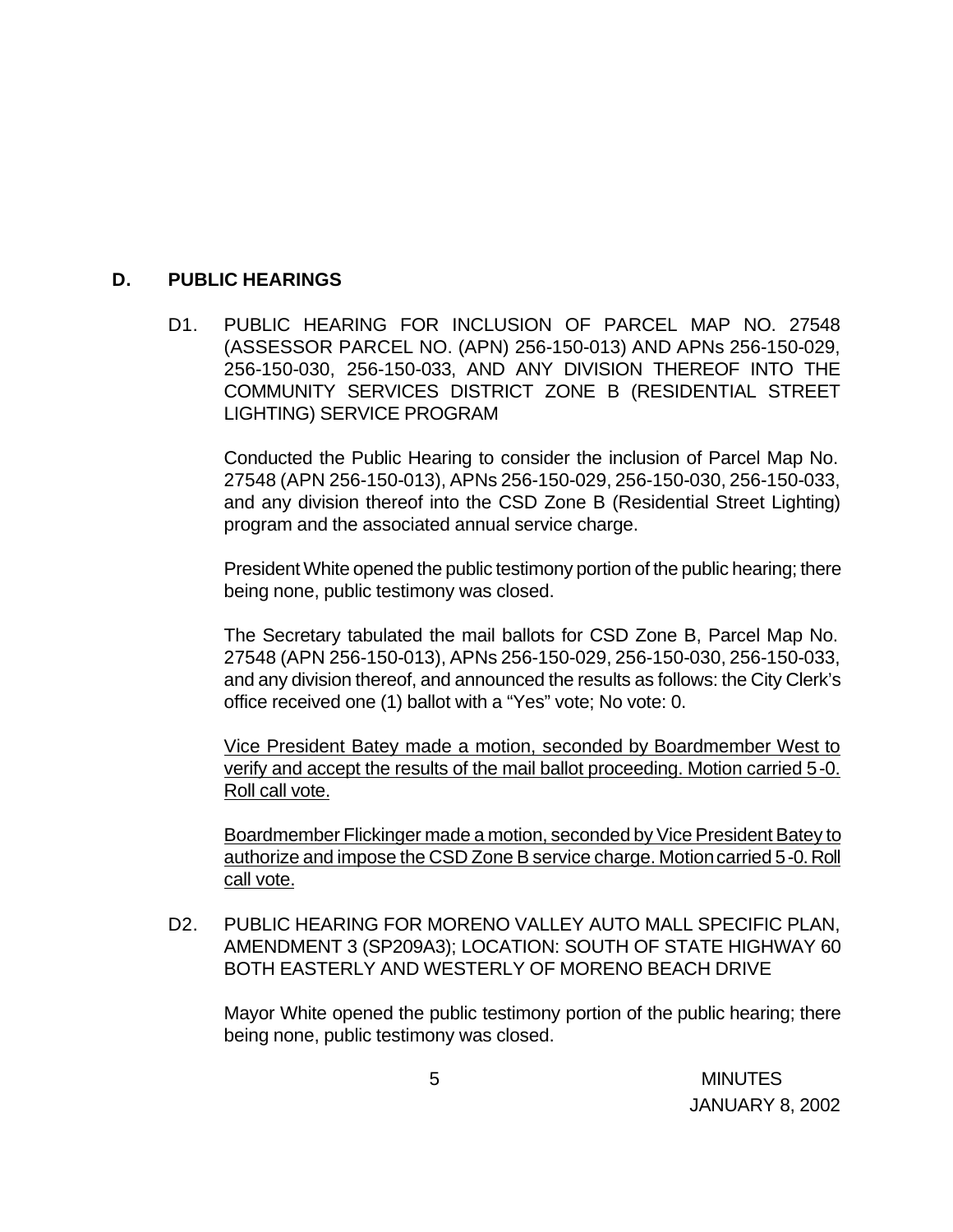## D. PUBLIC HEARINGS

D1. PUBLIC HEARING FOR INCLUSION OF PARCEL MAP NO. 27548 (ASSESSOR PARCEL NO. (APN) 256-150-013) AND APNs 256-150-029, 256-150-030, 256-150-033, AND ANY DIVISION THEREOF INTO THE COMMUNITY SERVICES DISTRICT ZONE B (RESIDENTIAL STREET LIGHTING) SERVICE PROGRAM

Conducted the Public Hearing to consider the inclusion of Parcel Map No. 27548 (APN 256-150-013), APNs 256-150-029, 256-150-030, 256-150-033, and any division thereof into the CSD Zone B (Residential Street Lighting) program and the associated annual service charge.

President White opened the public testimony portion of the public hearing; there being none, public testimony was closed.

The Secretary tabulated the mail ballots for CSD Zone B, Parcel Map No. 27548 (APN 256-150-013), APNs 256-150-029, 256-150-030, 256-150-033, and any division thereof, and announced the results as follows: the City Clerk's office received one (1) ballot with a "Yes" vote; No vote: 0.

Vice President Batey made a motion, seconded by Boardmember West to verify and accept the results of the mail ballot proceeding. Motion carried 5-0. Roll call vote.

Boardmember Flickinger made a motion, seconded by Vice President Batey to authorize and impose the CSD Zone B service charge. Motion carried 5-0. Roll call vote.

D2. PUBLIC HEARING FOR MORENO VALLEY AUTO MALL SPECIFIC PLAN, AMENDMENT 3 (SP209A3); LOCATION: SOUTH OF STATE HIGHWAY 60 BOTH EASTERLY AND WESTERLY OF MORENO BEACH DRIVE

Mayor White opened the public testimony portion of the public hearing; there being none, public testimony was closed.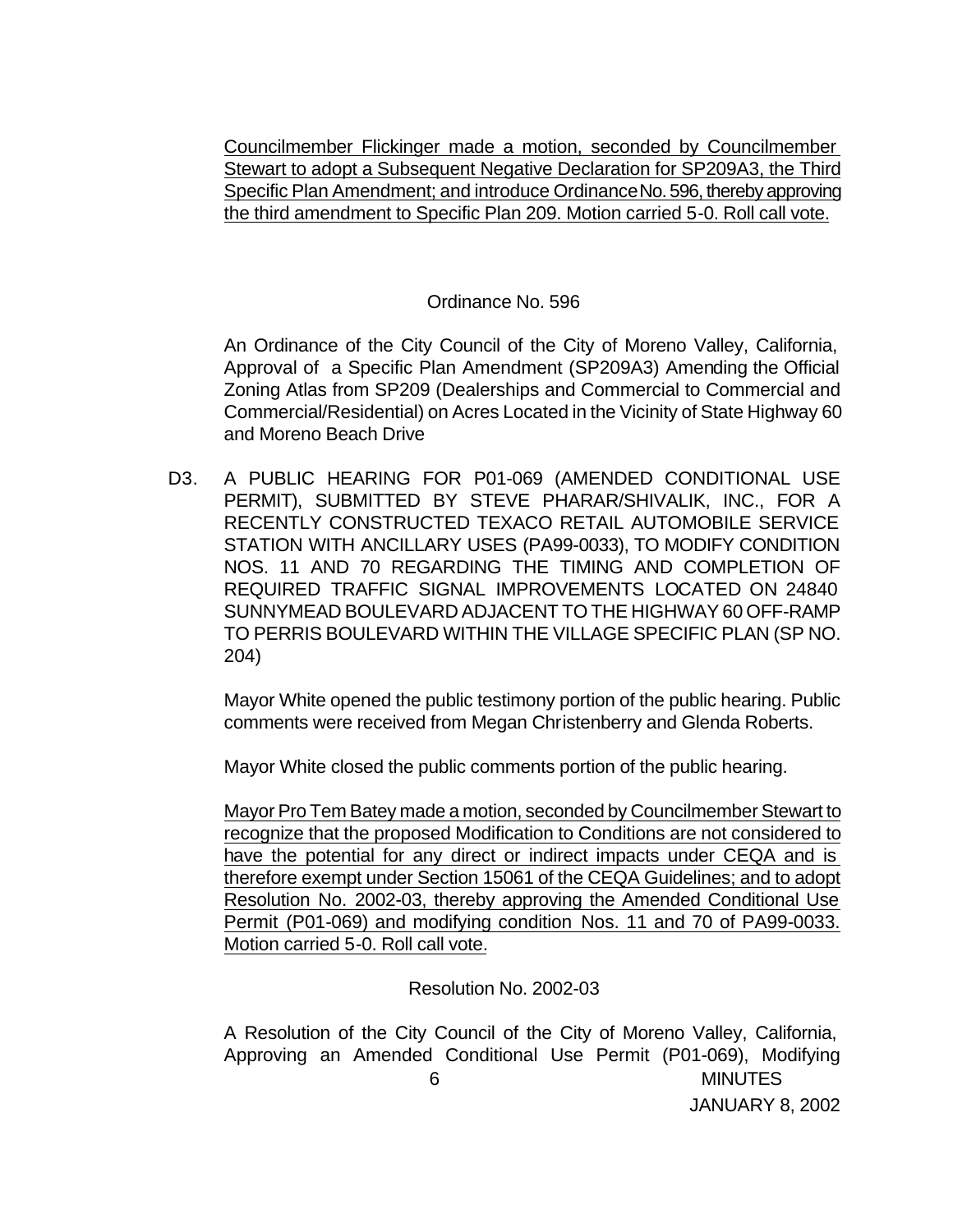Councilmember Flickinger made a motion, seconded by Councilmember Stewart to adopt a Subsequent Negative Declaration for SP209A3, the Third Specific Plan Amendment; and introduce Ordinance No. 596, thereby approving the third amendment to Specific Plan 209. Motion carried 5-0. Roll call vote.

Ordinance No. 596

An Ordinance of the City Council of the City of Moreno Valley, California, Approval of a Specific Plan Amendment (SP209A3) Amending the Official Zoning Atlas from SP209 (Dealerships and Commercial to Commercial and Commercial/Residential) on Acres Located in the Vicinity of State Highway 60 and Moreno Beach Drive

D3. A PUBLIC HEARING FOR P01-069 (AMENDED CONDITIONAL USE PERMIT), SUBMITTED BY STEVE PHARAR/SHIVALIK, INC., FOR A RECENTLY CONSTRUCTED TEXACO RETAIL AUTOMOBILE SERVICE STATION WITH ANCILLARY USES (PA99-0033), TO MODIFY CONDITION NOS. 11 AND 70 REGARDING THE TIMING AND COMPLETION OF REQUIRED TRAFFIC SIGNAL IMPROVEMENTS LOCATED ON 24840 SUNNYMEAD BOULEVARD ADJACENT TO THE HIGHWAY 60 OFF-RAMP TO PERRIS BOULEVARD WITHIN THE VILLAGE SPECIFIC PLAN (SP NO. 204)

Mayor White opened the public testimony portion of the public hearing. Public comments were received from Megan Christenberry and Glenda Roberts.

Mayor White closed the public comments portion of the public hearing.

Mayor Pro Tem Batey made a motion, seconded by Councilmember Stewart to recognize that the proposed Modification to Conditions are not considered to have the potential for any direct or indirect impacts under CEQA and is therefore exempt under Section 15061 of the CEQA Guidelines; and to adopt Resolution No. 2002-03, thereby approving the Amended Conditional Use Permit (P01-069) and modifying condition Nos. 11 and 70 of PA99-0033. Motion carried 5-0. Roll call vote.

Resolution No. 2002-03

A Resolution of the City Council of the City of Moreno Valley, California, Approving an Amended Conditional Use Permit (P01-069), Modifying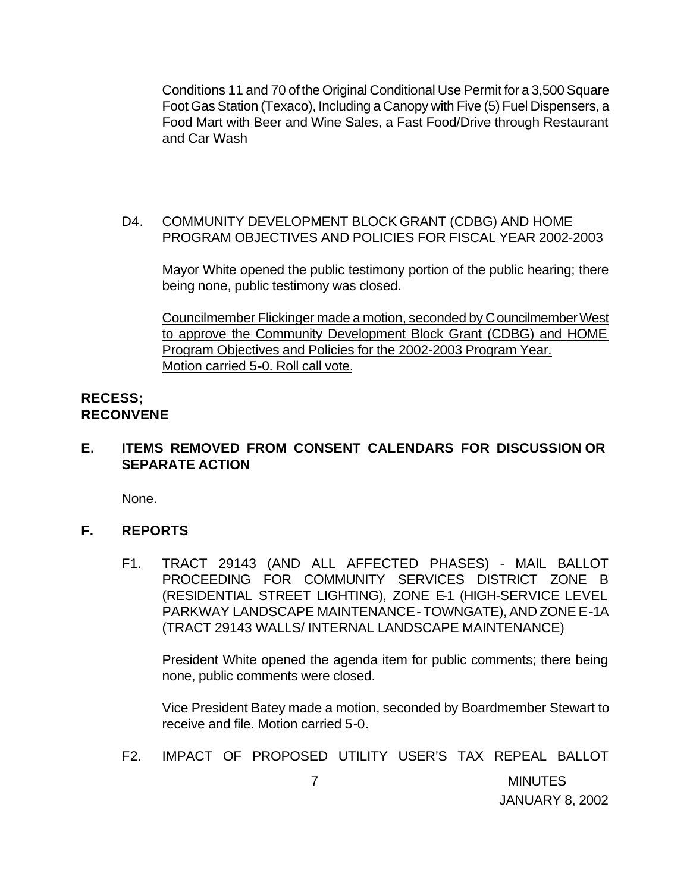Conditions 11 and 70 of the Original Conditional Use Permit for a 3,500 Square Foot Gas Station (Texaco), Including a Canopy with Five (5) Fuel Dispensers, a Food Mart with Beer and Wine Sales, a Fast Food/Drive through Restaurant and Car Wash

D4. COMMUNITY DEVELOPMENT BLOCK GRANT (CDBG) AND HOME PROGRAM OBJECTIVES AND POLICIES FOR FISCAL YEAR 2002-2003

Mayor White opened the public testimony portion of the public hearing; there being none, public testimony was closed.

Councilmember Flickinger made a motion, seconded by Councilmember West to approve the Community Development Block Grant (CDBG) and HOME Program Objectives and Policies for the 2002-2003 Program Year. Motion carried 5-0. Roll call vote.

**RECESS; RECONVENE**

## E. ITEMS REMOVED FROM CONSENT CALENDARS FOR DISCUSSION OR SEPARATE ACTION

None.

## F. REPORTS

F1. TRACT 29143 (AND ALL AFFECTED PHASES) - MAIL BALLOT PROCEEDING FOR COMMUNITY SERVICES DISTRICT ZONE B (RESIDENTIAL STREET LIGHTING), ZONE E-1 (HIGH-SERVICE LEVEL PARKWAY LANDSCAPE MAINTENANCE - TOWNGATE), AND ZONE E-1A (TRACT 29143 WALLS/ INTERNAL LANDSCAPE MAINTENANCE)

President White opened the agenda item for public comments; there being none, public comments were closed.

Vice President Batey made a motion, seconded by Boardmember Stewart to receive and file. Motion carried 5-0.

F2. IMPACT OF PROPOSED UTILITY USER'S TAX REPEAL BALLOT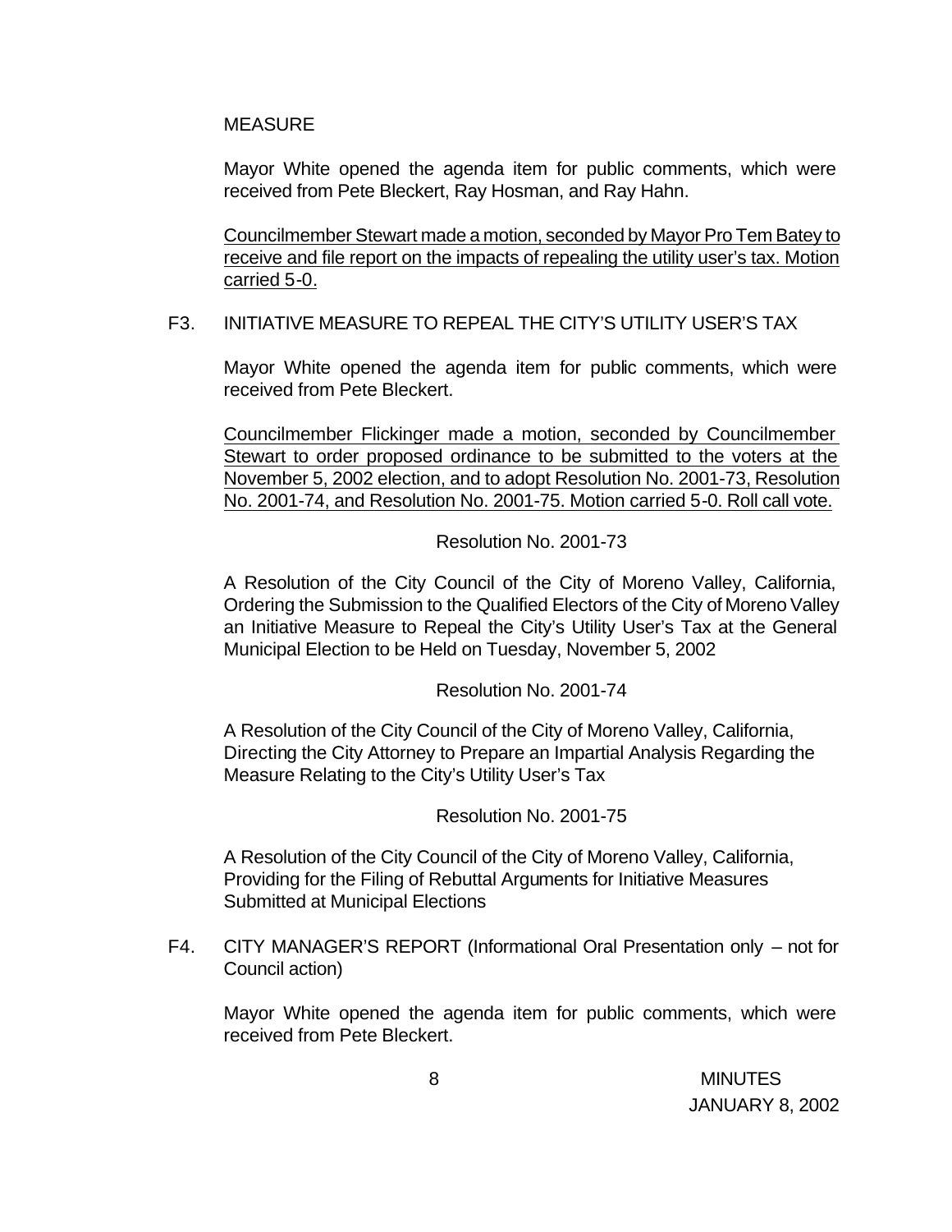MEASURE

Mayor White opened the agenda item for public comments, which were received from Pete Bleckert, Ray Hosman, and Ray Hahn.

Councilmember Stewart made a motion, seconded by Mayor Pro Tem Batey to receive and file report on the impacts of repealing the utility user's tax. Motion carried 5-0.

F3. INITIATIVE MEASURE TO REPEAL THE CITY'S UTILITY USER'S TAX

Mayor White opened the agenda item for public comments, which were received from Pete Bleckert.

Councilmember Flickinger made a motion, seconded by Councilmember Stewart to order proposed ordinance to be submitted to the voters at the November 5, 2002 election, and to adopt Resolution No. 2001-73, Resolution No. 2001-74, and Resolution No. 2001-75. Motion carried 5-0. Roll call vote.

Resolution No. 2001-73

A Resolution of the City Council of the City of Moreno Valley, California, Ordering the Submission to the Qualified Electors of the City of Moreno Valley an Initiative Measure to Repeal the City's Utility User's Tax at the General Municipal Election to be Held on Tuesday, November 5, 2002

Resolution No. 2001-74

A Resolution of the City Council of the City of Moreno Valley, California, Directing the City Attorney to Prepare an Impartial Analysis Regarding the Measure Relating to the City's Utility User's Tax

Resolution No. 2001-75

A Resolution of the City Council of the City of Moreno Valley, California, Providing for the Filing of Rebuttal Arguments for Initiative Measures Submitted at Municipal Elections

F4. CITY MANAGER'S REPORT (Informational Oral Presentation only – not for Council action)

Mayor White opened the agenda item for public comments, which were received from Pete Bleckert.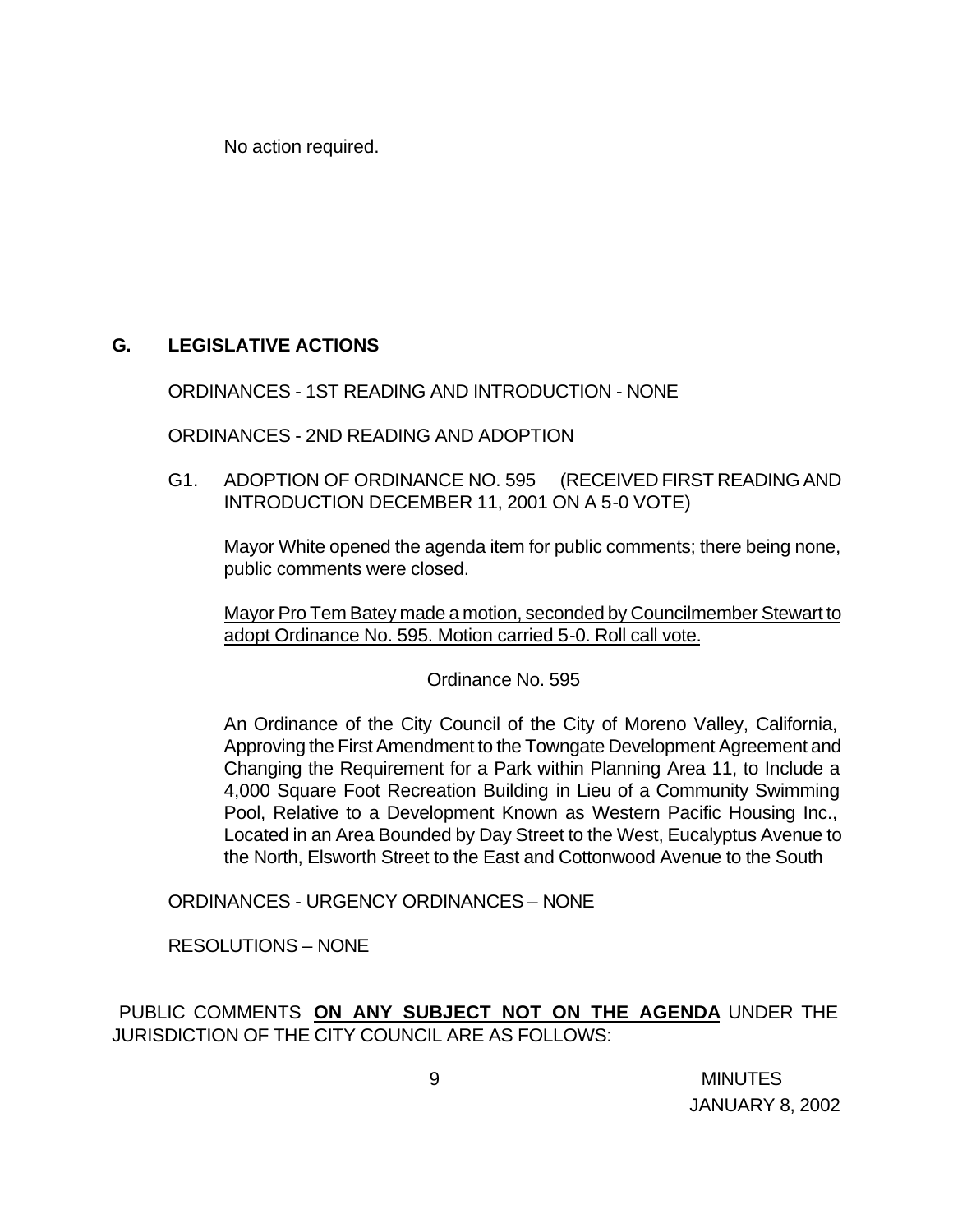No action required.

## G. LEGISLATIVE ACTIONS

ORDINANCES - 1ST READING AND INTRODUCTION - NONE

ORDINANCES - 2ND READING AND ADOPTION

G1. ADOPTION OF ORDINANCE NO. 595 (RECEIVED FIRST READING AND INTRODUCTION DECEMBER 11, 2001 ON A 5-0 VOTE)

Mayor White opened the agenda item for public comments; there being none, public comments were closed.

Mayor Pro Tem Batey made a motion, seconded by Councilmember Stewart to adopt Ordinance No. 595. Motion carried 5-0. Roll call vote.

Ordinance No. 595

An Ordinance of the City Council of the City of Moreno Valley, California, Approving the First Amendment to the Towngate Development Agreement and Changing the Requirement for a Park within Planning Area 11, to Include a 4,000 Square Foot Recreation Building in Lieu of a Community Swimming Pool, Relative to a Development Known as Western Pacific Housing Inc., Located in an Area Bounded by Day Street to the West, Eucalyptus Avenue to the North, Elsworth Street to the East and Cottonwood Avenue to the South

ORDINANCES - URGENCY ORDINANCES – NONE

RESOLUTIONS – NONE

PUBLIC COMMENTS **ON ANY SUBJECT NOT ON THE AGENDA** UNDER THE JURISDICTION OF THE CITY COUNCIL ARE AS FOLLOWS: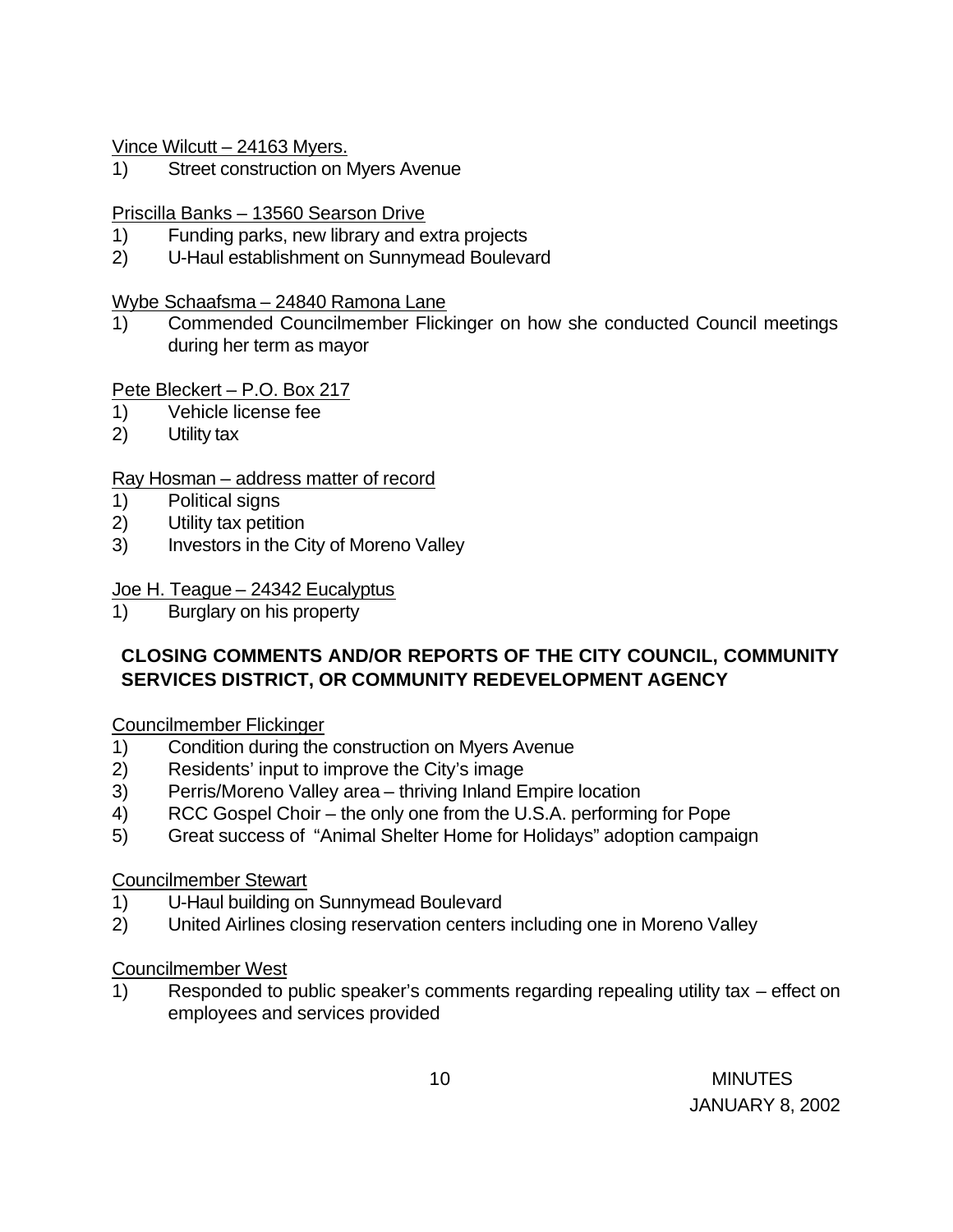Vince Wilcutt – 24163 Myers.

1) Street construction on Myers Avenue

Priscilla Banks – 13560 Searson Drive

1) Funding parks, new library and extra projects
2) U-Haul establishment on Sunnymead Boulevard

Wybe Schaafsma – 24840 Ramona Lane

1) Commended Councilmember Flickinger on how she conducted Council meetings during her term as mayor

Pete Bleckert – P.O. Box 217

1) Vehicle license fee
2) Utility tax

Ray Hosman – address matter of record

1) Political signs
2) Utility tax petition
3) Investors in the City of Moreno Valley

Joe H. Teague – 24342 Eucalyptus

1) Burglary on his property

## CLOSING COMMENTS AND/OR REPORTS OF THE CITY COUNCIL, COMMUNITY SERVICES DISTRICT, OR COMMUNITY REDEVELOPMENT AGENCY

Councilmember Flickinger

1) Condition during the construction on Myers Avenue
2) Residents' input to improve the City's image
3) Perris/Moreno Valley area – thriving Inland Empire location
4) RCC Gospel Choir – the only one from the U.S.A. performing for Pope
5) Great success of "Animal Shelter Home for Holidays" adoption campaign

Councilmember Stewart

1) U-Haul building on Sunnymead Boulevard
2) United Airlines closing reservation centers including one in Moreno Valley

Councilmember West

1) Responded to public speaker's comments regarding repealing utility tax – effect on employees and services provided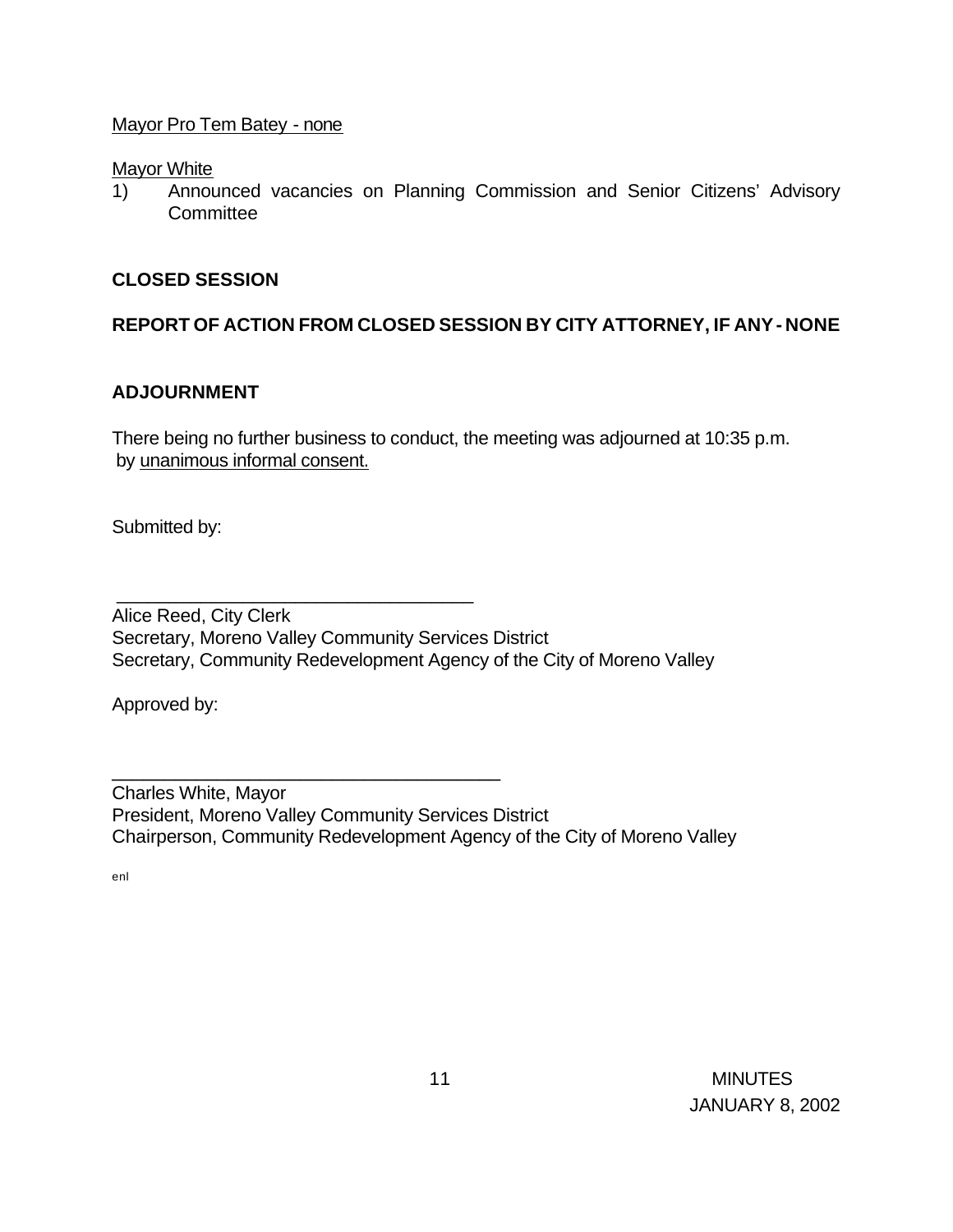Mayor Pro Tem Batey - none

Mayor White

1) Announced vacancies on Planning Commission and Senior Citizens' Advisory Committee

**CLOSED SESSION**

**REPORT OF ACTION FROM CLOSED SESSION BY CITY ATTORNEY, IF ANY - NONE**

**ADJOURNMENT**

There being no further business to conduct, the meeting was adjourned at 10:35 p.m. by unanimous informal consent.

Submitted by:

\_\_\_\_\_\_\_\_\_\_\_\_\_\_\_\_\_\_\_\_\_\_\_\_\_\_\_\_\_\_\_\_\_\_\_\_

Alice Reed, City Clerk
Secretary, Moreno Valley Community Services District
Secretary, Community Redevelopment Agency of the City of Moreno Valley

Approved by:

\_\_\_\_\_\_\_\_\_\_\_\_\_\_\_\_\_\_\_\_\_\_\_\_\_\_\_\_\_\_\_\_\_\_\_\_\_\_

Charles White, Mayor
President, Moreno Valley Community Services District
Chairperson, Community Redevelopment Agency of the City of Moreno Valley

enl